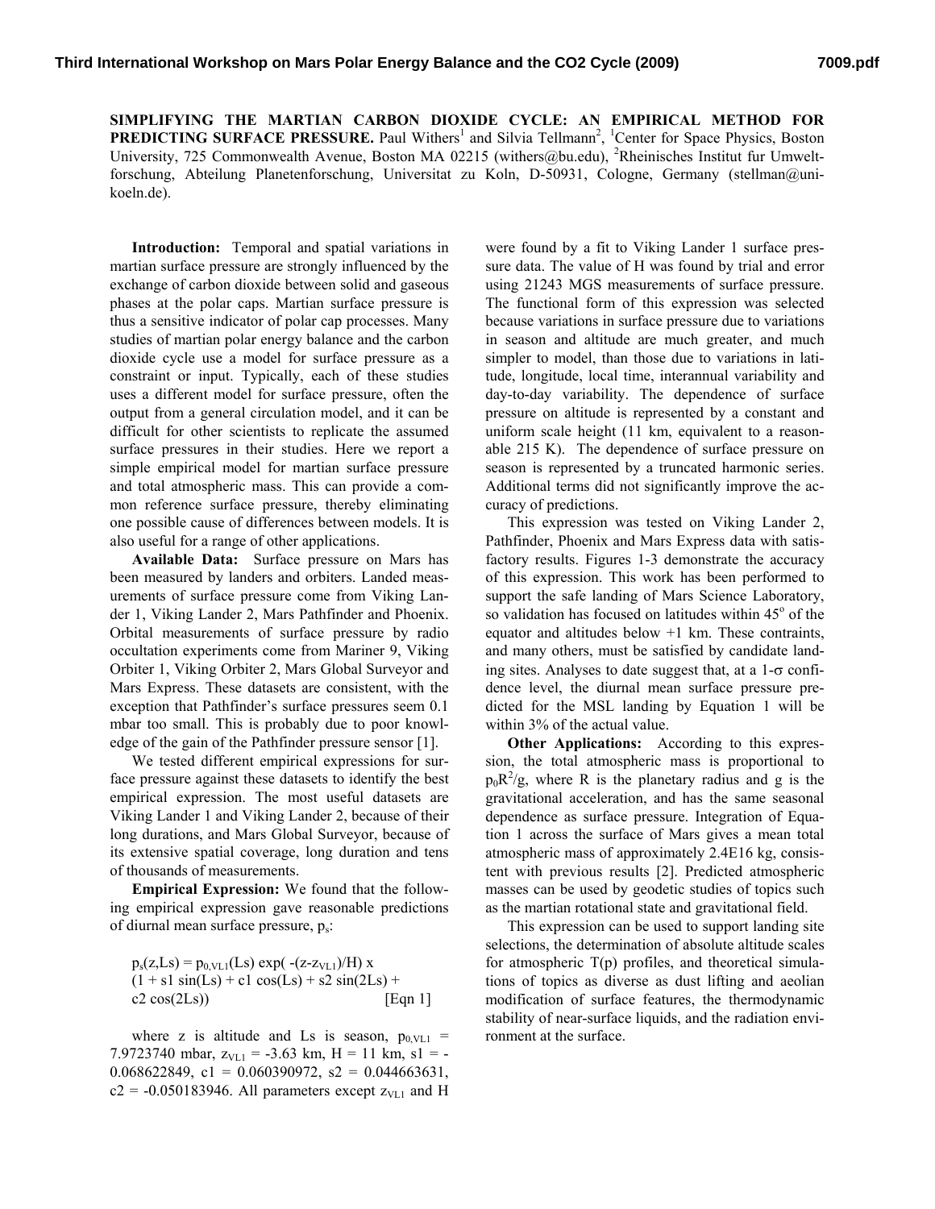# SIMPLIFYING THE MARTIAN CARBON DIOXIDE CYCLE: AN EMPIRICAL METHOD FOR PREDICTING SURFACE PRESSURE.

Paul Withers[1] and Silvia Tellmann[2], [1]Center for Space Physics, Boston University, 725 Commonwealth Avenue, Boston MA 02215 (withers@bu.edu), [2]Rheinisches Institut fur Umweltforschung, Abteilung Planetenforschung, Universitat zu Koln, D-50931, Cologne, Germany (stellman@uni-koeln.de).

**Introduction:** Temporal and spatial variations in martian surface pressure are strongly influenced by the exchange of carbon dioxide between solid and gaseous phases at the polar caps. Martian surface pressure is thus a sensitive indicator of polar cap processes. Many studies of martian polar energy balance and the carbon dioxide cycle use a model for surface pressure as a constraint or input. Typically, each of these studies uses a different model for surface pressure, often the output from a general circulation model, and it can be difficult for other scientists to replicate the assumed surface pressures in their studies. Here we report a simple empirical model for martian surface pressure and total atmospheric mass. This can provide a common reference surface pressure, thereby eliminating one possible cause of differences between models. It is also useful for a range of other applications.

**Available Data:** Surface pressure on Mars has been measured by landers and orbiters. Landed measurements of surface pressure come from Viking Lander 1, Viking Lander 2, Mars Pathfinder and Phoenix. Orbital measurements of surface pressure by radio occultation experiments come from Mariner 9, Viking Orbiter 1, Viking Orbiter 2, Mars Global Surveyor and Mars Express. These datasets are consistent, with the exception that Pathfinder's surface pressures seem 0.1 mbar too small. This is probably due to poor knowledge of the gain of the Pathfinder pressure sensor [1].

We tested different empirical expressions for surface pressure against these datasets to identify the best empirical expression. The most useful datasets are Viking Lander 1 and Viking Lander 2, because of their long durations, and Mars Global Surveyor, because of its extensive spatial coverage, long duration and tens of thousands of measurements.

**Empirical Expression:** We found that the following empirical expression gave reasonable predictions of diurnal mean surface pressure, $p_s$:

$$p_s(z,Ls) = p_{0,VL1}(Ls) \exp(-(z-z_{VL1})/H) \times (1 + s1 \sin(Ls) + c1 \cos(Ls) + s2 \sin(2Ls) + c2 \cos(2Ls)) \quad \text{[Eqn 1]}$$

where z is altitude and Ls is season, $p_{0,VL1}$ = 7.9723740 mbar, $z_{VL1}$ = -3.63 km, H = 11 km, s1 = -0.068622849, c1 = 0.060390972, s2 = 0.044663631, c2 = -0.050183946. All parameters except $z_{VL1}$ and H were found by a fit to Viking Lander 1 surface pressure data. The value of H was found by trial and error using 21243 MGS measurements of surface pressure. The functional form of this expression was selected because variations in surface pressure due to variations in season and altitude are much greater, and much simpler to model, than those due to variations in latitude, longitude, local time, interannual variability and day-to-day variability. The dependence of surface pressure on altitude is represented by a constant and uniform scale height (11 km, equivalent to a reasonable 215 K). The dependence of surface pressure on season is represented by a truncated harmonic series. Additional terms did not significantly improve the accuracy of predictions.

This expression was tested on Viking Lander 2, Pathfinder, Phoenix and Mars Express data with satisfactory results. Figures 1-3 demonstrate the accuracy of this expression. This work has been performed to support the safe landing of Mars Science Laboratory, so validation has focused on latitudes within 45° of the equator and altitudes below +1 km. These contraints, and many others, must be satisfied by candidate landing sites. Analyses to date suggest that, at a 1-$\sigma$ confidence level, the diurnal mean surface pressure predicted for the MSL landing by Equation 1 will be within 3% of the actual value.

**Other Applications:** According to this expression, the total atmospheric mass is proportional to $p_0R^2/g$, where R is the planetary radius and g is the gravitational acceleration, and has the same seasonal dependence as surface pressure. Integration of Equation 1 across the surface of Mars gives a mean total atmospheric mass of approximately 2.4E16 kg, consistent with previous results [2]. Predicted atmospheric masses can be used by geodetic studies of topics such as the martian rotational state and gravitational field.

This expression can be used to support landing site selections, the determination of absolute altitude scales for atmospheric T(p) profiles, and theoretical simulations of topics as diverse as dust lifting and aeolian modification of surface features, the thermodynamic stability of near-surface liquids, and the radiation environment at the surface.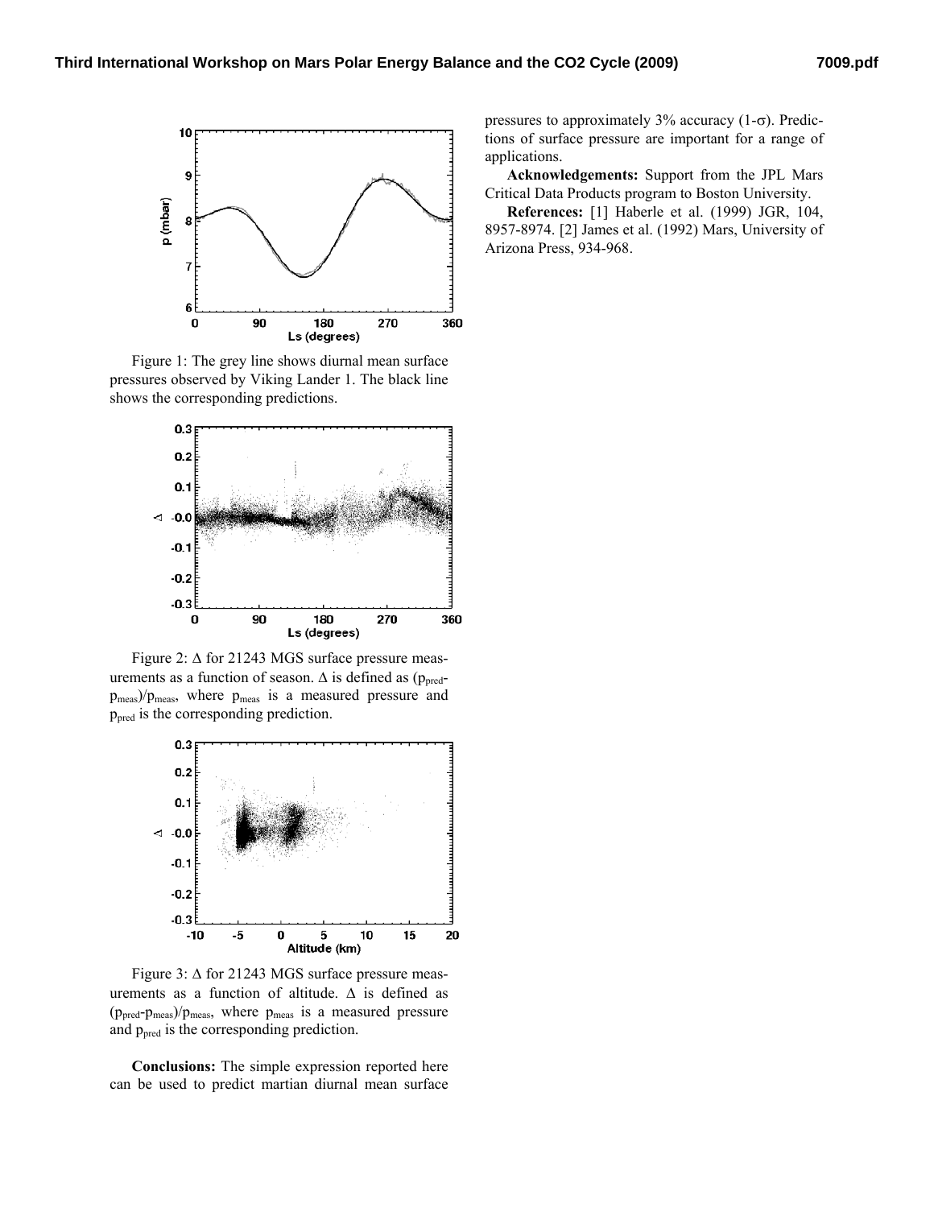0 90 180 270 360

Ls (degrees)

p (mbar)

6 7 8 9 10

Figure 1: The grey line shows diurnal mean surface pressures observed by Viking Lander 1. The black line shows the corresponding predictions.

0 90 180 270 360

Ls (degrees)

Δ

-0.3 -0.2 -0.1 -0.0 0.1 0.2 0.3

Figure 2: Δ for 21243 MGS surface pressure measurements as a function of season. Δ is defined as $(p_{pred}-p_{meas})/p_{meas}$, where $p_{meas}$ is a measured pressure and $p_{pred}$ is the corresponding prediction.

-10 -5 0 5 10 15 20

Altitude (km)

Δ

-0.3 -0.2 -0.1 -0.0 0.1 0.2 0.3

Figure 3: Δ for 21243 MGS surface pressure measurements as a function of altitude. Δ is defined as $(p_{pred}-p_{meas})/p_{meas}$, where $p_{meas}$ is a measured pressure and $p_{pred}$ is the corresponding prediction.

**Conclusions:** The simple expression reported here can be used to predict martian diurnal mean surface pressures to approximately 3% accuracy (1-σ). Predictions of surface pressure are important for a range of applications.

**Acknowledgements:** Support from the JPL Mars Critical Data Products program to Boston University.

**References:** [1] Haberle et al. (1999) JGR, 104, 8957-8974. [2] James et al. (1992) Mars, University of Arizona Press, 934-968.